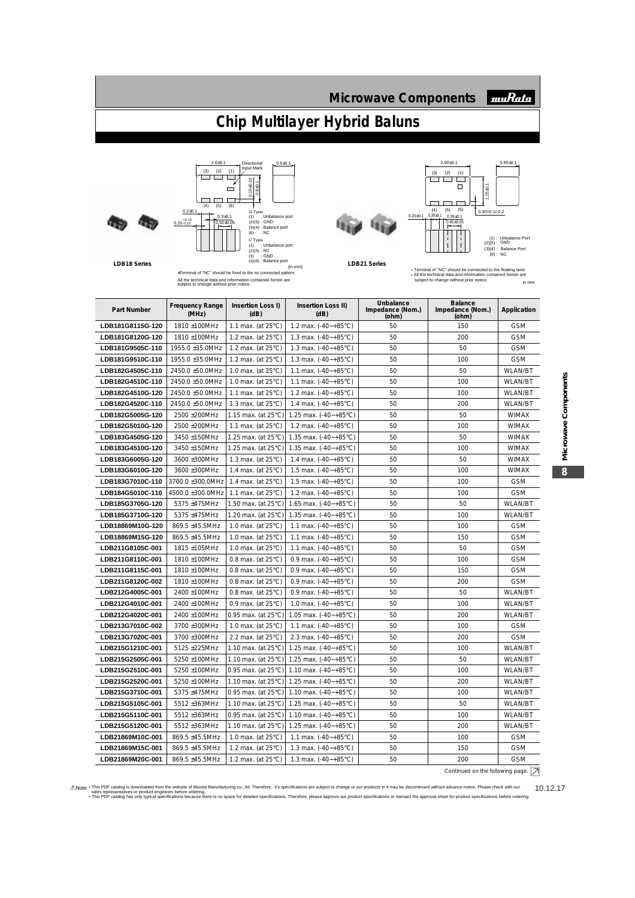# Chip Multilayer Hybrid Baluns

LDB18 Series

G Type
(1) : Unbalance port
(2)(5) : GND
(3)(4) : Balance port
(6) : NC

C Type
(1) : Unbalance port
(2)(5) : NC
(3) : GND
(4)(6) : Balance port

(in mm)

*Terminal of "NC" should be fixed to the no connected pattern.
All the technical data and Information contained herein are subject to change without prior notice.

LDB21 Series

(1) : Unbalance Port
(2)(5) : GND
(3)(4) : Balance Port
(6) : NC

* Terminal of "NC" should be connected to the floating land.
* All the technical data and information contained herein are subject to change without prior notice.

in mm

| Part Number | Frequency Range (MHz) | Insertion Loss I) (dB) | Insertion Loss II) (dB) | Unbalance Impedance (Nom.) (ohm) | Balance Impedance (Nom.) (ohm) | Application |
|---|---|---|---|---|---|---|
| LDB181G8115G-120 | 1810 ±100MHz | 1.1 max. (at 25°C) | 1.2 max. (-40~+85°C) | 50 | 150 | GSM |
| LDB181G8120G-120 | 1810 ±100MHz | 1.2 max. (at 25°C) | 1.3 max. (-40~+85°C) | 50 | 200 | GSM |
| LDB181G9505C-110 | 1955.0 ±35.0MHz | 1.2 max. (at 25°C) | 1.3 max. (-40~+85°C) | 50 | 50 | GSM |
| LDB181G9510C-110 | 1955.0 ±35.0MHz | 1.2 max. (at 25°C) | 1.3 max. (-40~+85°C) | 50 | 100 | GSM |
| LDB182G4505C-110 | 2450.0 ±50.0MHz | 1.0 max. (at 25°C) | 1.1 max. (-40~+85°C) | 50 | 50 | WLAN/BT |
| LDB182G4510C-110 | 2450.0 ±50.0MHz | 1.0 max. (at 25°C) | 1.1 max. (-40~+85°C) | 50 | 100 | WLAN/BT |
| LDB182G4510G-120 | 2450.0 ±50.0MHz | 1.1 max. (at 25°C) | 1.2 max. (-40~+85°C) | 50 | 100 | WLAN/BT |
| LDB182G4520C-110 | 2450.0 ±50.0MHz | 1.3 max. (at 25°C) | 1.4 max. (-40~+85°C) | 50 | 200 | WLAN/BT |
| LDB182G5005G-120 | 2500 ±200MHz | 1.15 max. (at 25°C) | 1.25 max. (-40~+85°C) | 50 | 50 | WIMAX |
| LDB182G5010G-120 | 2500 ±200MHz | 1.1 max. (at 25°C) | 1.2 max. (-40~+85°C) | 50 | 100 | WIMAX |
| LDB183G4505G-120 | 3450 ±150MHz | 1.25 max. (at 25°C) | 1.35 max. (-40~+85°C) | 50 | 50 | WIMAX |
| LDB183G4510G-120 | 3450 ±150MHz | 1.25 max. (at 25°C) | 1.35 max. (-40~+85°C) | 50 | 100 | WIMAX |
| LDB183G6005G-120 | 3600 ±300MHz | 1.3 max. (at 25°C) | 1.4 max. (-40~+85°C) | 50 | 50 | WIMAX |
| LDB183G6010G-120 | 3600 ±300MHz | 1.4 max. (at 25°C) | 1.5 max. (-40~+85°C) | 50 | 100 | WIMAX |
| LDB183G7010C-110 | 3700.0 ±300.0MHz | 1.4 max. (at 25°C) | 1.5 max. (-40~+85°C) | 50 | 100 | GSM |
| LDB184G5010C-110 | 4500.0 ±300.0MHz | 1.1 max. (at 25°C) | 1.2 max. (-40~+85°C) | 50 | 100 | GSM |
| LDB185G3705G-120 | 5375 ±475MHz | 1.50 max. (at 25°C) | 1.65 max. (-40~+85°C) | 50 | 50 | WLAN/BT |
| LDB185G3710G-120 | 5375 ±475MHz | 1.20 max. (at 25°C) | 1.35 max. (-40~+85°C) | 50 | 100 | WLAN/BT |
| LDB18869M10G-120 | 869.5 ±45.5MHz | 1.0 max. (at 25°C) | 1.1 max. (-40~+85°C) | 50 | 100 | GSM |
| LDB18869M15G-120 | 869.5 ±45.5MHz | 1.0 max. (at 25°C) | 1.1 max. (-40~+85°C) | 50 | 150 | GSM |
| LDB211G8105C-001 | 1815 ±105MHz | 1.0 max. (at 25°C) | 1.1 max. (-40~+85°C) | 50 | 50 | GSM |
| LDB211G8110C-001 | 1810 ±100MHz | 0.8 max. (at 25°C) | 0.9 max. (-40~+85°C) | 50 | 100 | GSM |
| LDB211G8115C-001 | 1810 ±100MHz | 0.8 max. (at 25°C) | 0.9 max. (-40~+85°C) | 50 | 150 | GSM |
| LDB211G8120C-002 | 1810 ±100MHz | 0.8 max. (at 25°C) | 0.9 max. (-40~+85°C) | 50 | 200 | GSM |
| LDB212G4005C-001 | 2400 ±100MHz | 0.8 max. (at 25°C) | 0.9 max. (-40~+85°C) | 50 | 50 | WLAN/BT |
| LDB212G4010C-001 | 2400 ±100MHz | 0.9 max. (at 25°C) | 1.0 max. (-40~+85°C) | 50 | 100 | WLAN/BT |
| LDB212G4020C-001 | 2400 ±100MHz | 0.95 max. (at 25°C) | 1.05 max. (-40~+85°C) | 50 | 200 | WLAN/BT |
| LDB213G7010C-002 | 3700 ±300MHz | 1.0 max. (at 25°C) | 1.1 max. (-40~+85°C) | 50 | 100 | GSM |
| LDB213G7020C-001 | 3700 ±300MHz | 2.2 max. (at 25°C) | 2.3 max. (-40~+85°C) | 50 | 200 | GSM |
| LDB215G1210C-001 | 5125 ±225MHz | 1.10 max. (at 25°C) | 1.25 max. (-40~+85°C) | 50 | 100 | WLAN/BT |
| LDB215G2505C-001 | 5250 ±100MHz | 1.10 max. (at 25°C) | 1.25 max. (-40~+85°C) | 50 | 50 | WLAN/BT |
| LDB215G2510C-001 | 5250 ±100MHz | 0.95 max. (at 25°C) | 1.10 max. (-40~+85°C) | 50 | 100 | WLAN/BT |
| LDB215G2520C-001 | 5250 ±100MHz | 1.10 max. (at 25°C) | 1.25 max. (-40~+85°C) | 50 | 200 | WLAN/BT |
| LDB215G3710C-001 | 5375 ±475MHz | 0.95 max. (at 25°C) | 1.10 max. (-40~+85°C) | 50 | 100 | WLAN/BT |
| LDB215G5105C-001 | 5512 ±363MHz | 1.10 max. (at 25°C) | 1.25 max. (-40~+85°C) | 50 | 50 | WLAN/BT |
| LDB215G5110C-001 | 5512 ±363MHz | 0.95 max. (at 25°C) | 1.10 max. (-40~+85°C) | 50 | 100 | WLAN/BT |
| LDB215G5120C-001 | 5512 ±363MHz | 1.10 max. (at 25°C) | 1.25 max. (-40~+85°C) | 50 | 200 | WLAN/BT |
| LDB21869M10C-001 | 869.5 ±45.5MHz | 1.0 max. (at 25°C) | 1.1 max. (-40~+85°C) | 50 | 100 | GSM |
| LDB21869M15C-001 | 869.5 ±45.5MHz | 1.2 max. (at 25°C) | 1.3 max. (-40~+85°C) | 50 | 150 | GSM |
| LDB21869M20C-001 | 869.5 ±45.5MHz | 1.2 max. (at 25°C) | 1.3 max. (-40~+85°C) | 50 | 200 | GSM |

Continued on the following page.

Note • This PDF catalog is downloaded from the website of Murata Manufacturing co., ltd. Therefore, it's specifications are subject to change or our products in it may be discontinued without advance notice. Please check with our sales representatives or product engineers before ordering.
• This PDF catalog has only typical specifications because there is no space for detailed specifications. Therefore, please approve our product specifications or transact the approval sheet for product specifications before ordering.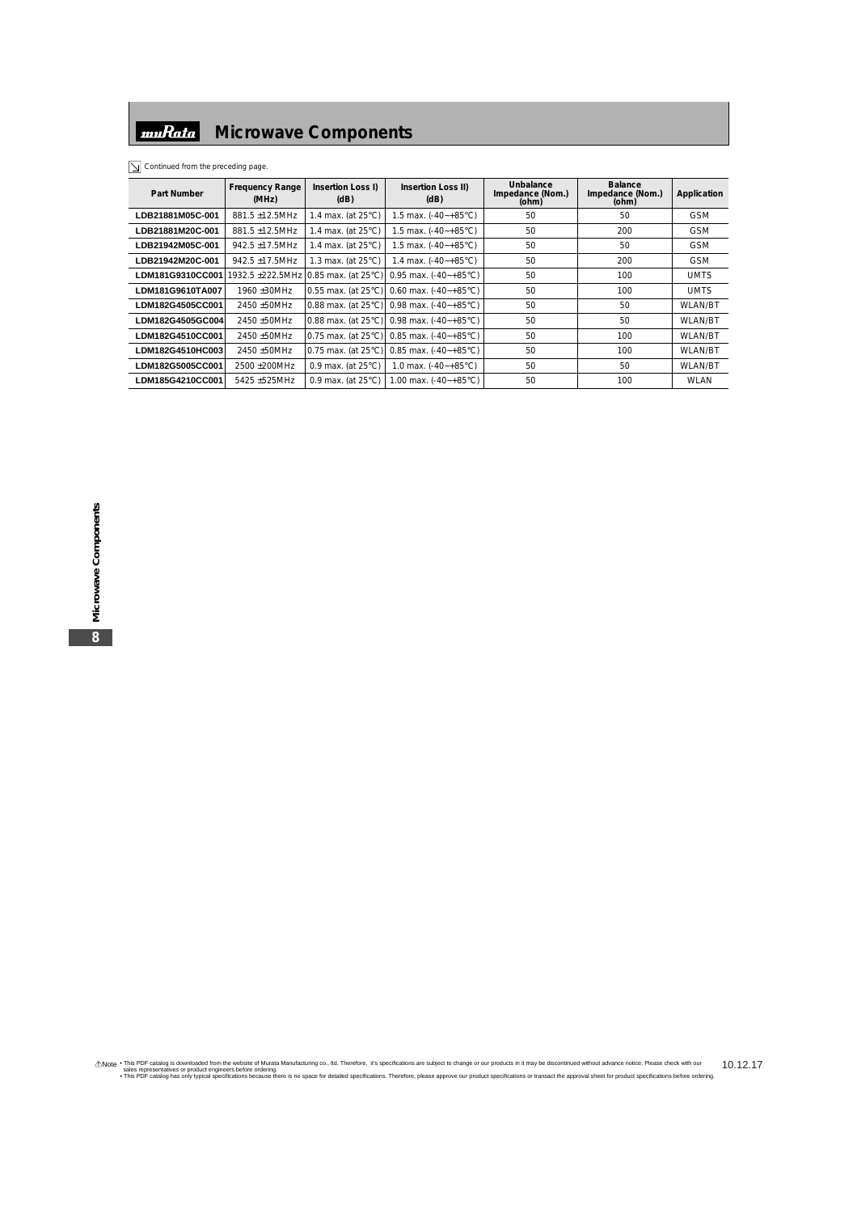# Microwave Components

Continued from the preceding page.

| Part Number | Frequency Range (MHz) | Insertion Loss I) (dB) | Insertion Loss II) (dB) | Unbalance Impedance (Nom.) (ohm) | Balance Impedance (Nom.) (ohm) | Application |
|---|---|---|---|---|---|---|
| LDB21881M05C-001 | 881.5 ±12.5MHz | 1.4 max. (at 25°C) | 1.5 max. (-40~+85°C) | 50 | 50 | GSM |
| LDB21881M20C-001 | 881.5 ±12.5MHz | 1.4 max. (at 25°C) | 1.5 max. (-40~+85°C) | 50 | 200 | GSM |
| LDB21942M05C-001 | 942.5 ±17.5MHz | 1.4 max. (at 25°C) | 1.5 max. (-40~+85°C) | 50 | 50 | GSM |
| LDB21942M20C-001 | 942.5 ±17.5MHz | 1.3 max. (at 25°C) | 1.4 max. (-40~+85°C) | 50 | 200 | GSM |
| LDM181G9310CC001 | 1932.5 ±222.5MHz | 0.85 max. (at 25°C) | 0.95 max. (-40~+85°C) | 50 | 100 | UMTS |
| LDM181G9610TA007 | 1960 ±30MHz | 0.55 max. (at 25°C) | 0.60 max. (-40~+85°C) | 50 | 100 | UMTS |
| LDM182G4505CC001 | 2450 ±50MHz | 0.88 max. (at 25°C) | 0.98 max. (-40~+85°C) | 50 | 50 | WLAN/BT |
| LDM182G4505GC004 | 2450 ±50MHz | 0.88 max. (at 25°C) | 0.98 max. (-40~+85°C) | 50 | 50 | WLAN/BT |
| LDM182G4510CC001 | 2450 ±50MHz | 0.75 max. (at 25°C) | 0.85 max. (-40~+85°C) | 50 | 100 | WLAN/BT |
| LDM182G4510HC003 | 2450 ±50MHz | 0.75 max. (at 25°C) | 0.85 max. (-40~+85°C) | 50 | 100 | WLAN/BT |
| LDM182G5005CC001 | 2500 ±200MHz | 0.9 max. (at 25°C) | 1.0 max. (-40~+85°C) | 50 | 50 | WLAN/BT |
| LDM185G4210CC001 | 5425 ±525MHz | 0.9 max. (at 25°C) | 1.00 max. (-40~+85°C) | 50 | 100 | WLAN |

⚠Note • This PDF catalog is downloaded from the website of Murata Manufacturing co., ltd. Therefore, it's specifications are subject to change or our products in it may be discontinued without advance notice. Please check with our sales representatives or product engineers before ordering.
• This PDF catalog has only typical specifications because there is no space for detailed specifications. Therefore, please approve our product specifications or transact the approval sheet for product specifications before ordering.

10.12.17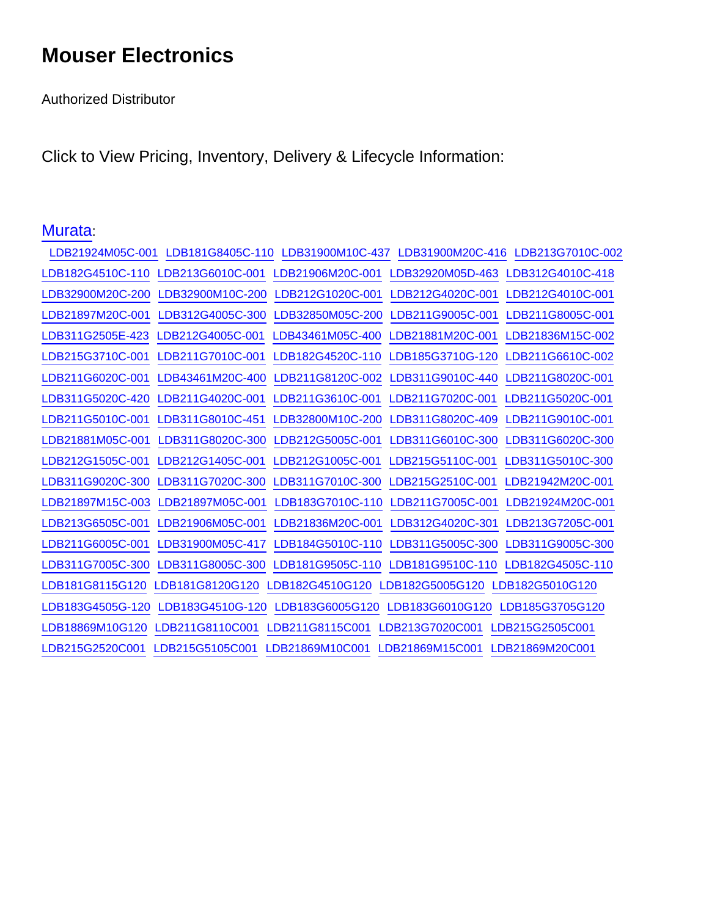# Mouser Electronics

Authorized Distributor

Click to View Pricing, Inventory, Delivery & Lifecycle Information:

Murata:

LDB21924M05C-001 LDB181G8405C-110 LDB31900M10C-437 LDB31900M20C-416 LDB213G7010C-002 LDB182G4510C-110 LDB213G6010C-001 LDB21906M20C-001 LDB32920M05D-463 LDB312G4010C-418 LDB32900M20C-200 LDB32900M10C-200 LDB212G1020C-001 LDB212G4020C-001 LDB212G4010C-001 LDB21897M20C-001 LDB312G4005C-300 LDB32850M05C-200 LDB211G9005C-001 LDB211G8005C-001 LDB311G2505E-423 LDB212G4005C-001 LDB43461M05C-400 LDB21881M20C-001 LDB21836M15C-002 LDB215G3710C-001 LDB211G7010C-001 LDB182G4520C-110 LDB185G3710G-120 LDB211G6610C-002 LDB211G6020C-001 LDB43461M20C-400 LDB211G8120C-002 LDB311G9010C-440 LDB211G8020C-001 LDB311G5020C-420 LDB211G4020C-001 LDB211G3610C-001 LDB211G7020C-001 LDB211G5020C-001 LDB211G5010C-001 LDB311G8010C-451 LDB32800M10C-200 LDB311G8020C-409 LDB211G9010C-001 LDB21881M05C-001 LDB311G8020C-300 LDB212G5005C-001 LDB311G6010C-300 LDB311G6020C-300 LDB212G1505C-001 LDB212G1405C-001 LDB212G1005C-001 LDB215G5110C-001 LDB311G5010C-300 LDB311G9020C-300 LDB311G7020C-300 LDB311G7010C-300 LDB215G2510C-001 LDB21942M20C-001 LDB21897M15C-003 LDB21897M05C-001 LDB183G7010C-110 LDB211G7005C-001 LDB21924M20C-001 LDB213G6505C-001 LDB21906M05C-001 LDB21836M20C-001 LDB312G4020C-301 LDB213G7205C-001 LDB211G6005C-001 LDB31900M05C-417 LDB184G5010C-110 LDB311G5005C-300 LDB311G9005C-300 LDB311G7005C-300 LDB311G8005C-300 LDB181G9505C-110 LDB181G9510C-110 LDB182G4505C-110 LDB181G8115G120 LDB181G8120G120 LDB182G4510G120 LDB182G5005G120 LDB182G5010G120 LDB183G4505G-120 LDB183G4510G-120 LDB183G6005G120 LDB183G6010G120 LDB185G3705G120 LDB18869M10G120 LDB211G8110C001 LDB211G8115C001 LDB213G7020C001 LDB215G2505C001 LDB215G2520C001 LDB215G5105C001 LDB21869M10C001 LDB21869M15C001 LDB21869M20C001